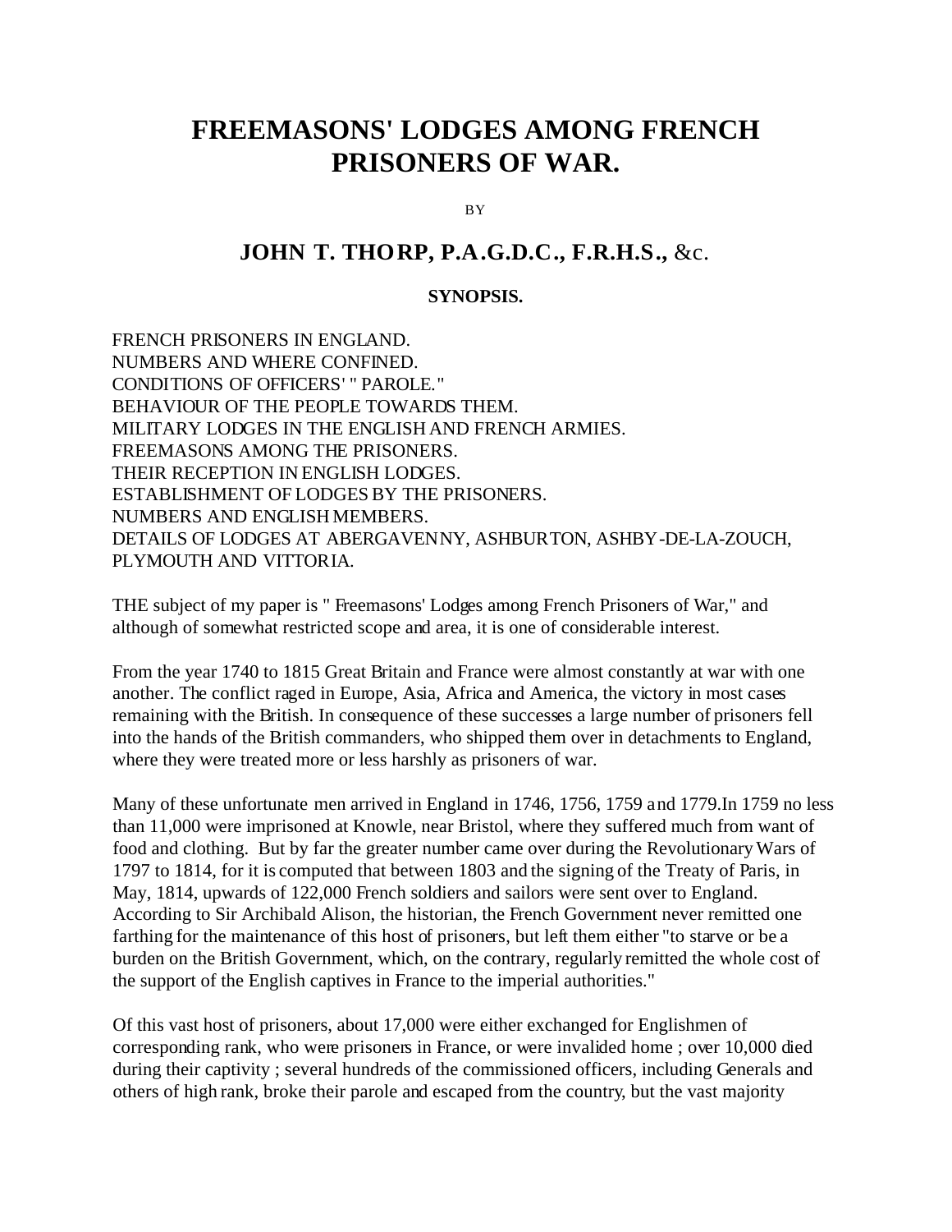# FREEMASONS' LODGES AMONG FRENCH PRISONERS OF WAR.

BY

## JOHN T. THORP, P.A.G.D.C., F.R.H.S., &c.

### SYNOPSIS.

FRENCH PRISONERS IN ENGLAND.
NUMBERS AND WHERE CONFINED.
CONDITIONS OF OFFICERS' " PAROLE."
BEHAVIOUR OF THE PEOPLE TOWARDS THEM.
MILITARY LODGES IN THE ENGLISH AND FRENCH ARMIES.
FREEMASONS AMONG THE PRISONERS.
THEIR RECEPTION IN ENGLISH LODGES.
ESTABLISHMENT OF LODGES BY THE PRISONERS.
NUMBERS AND ENGLISH MEMBERS.
DETAILS OF LODGES AT ABERGAVENNY, ASHBURTON, ASHBY-DE-LA-ZOUCH, PLYMOUTH AND VITTORIA.

THE subject of my paper is " Freemasons' Lodges among French Prisoners of War," and although of somewhat restricted scope and area, it is one of considerable interest.

From the year 1740 to 1815 Great Britain and France were almost constantly at war with one another. The conflict raged in Europe, Asia, Africa and America, the victory in most cases remaining with the British. In consequence of these successes a large number of prisoners fell into the hands of the British commanders, who shipped them over in detachments to England, where they were treated more or less harshly as prisoners of war.

Many of these unfortunate men arrived in England in 1746, 1756, 1759 and 1779.In 1759 no less than 11,000 were imprisoned at Knowle, near Bristol, where they suffered much from want of food and clothing. But by far the greater number came over during the Revolutionary Wars of 1797 to 1814, for it is computed that between 1803 and the signing of the Treaty of Paris, in May, 1814, upwards of 122,000 French soldiers and sailors were sent over to England. According to Sir Archibald Alison, the historian, the French Government never remitted one farthing for the maintenance of this host of prisoners, but left them either "to starve or be a burden on the British Government, which, on the contrary, regularly remitted the whole cost of the support of the English captives in France to the imperial authorities."

Of this vast host of prisoners, about 17,000 were either exchanged for Englishmen of corresponding rank, who were prisoners in France, or were invalided home ; over 10,000 died during their captivity ; several hundreds of the commissioned officers, including Generals and others of high rank, broke their parole and escaped from the country, but the vast majority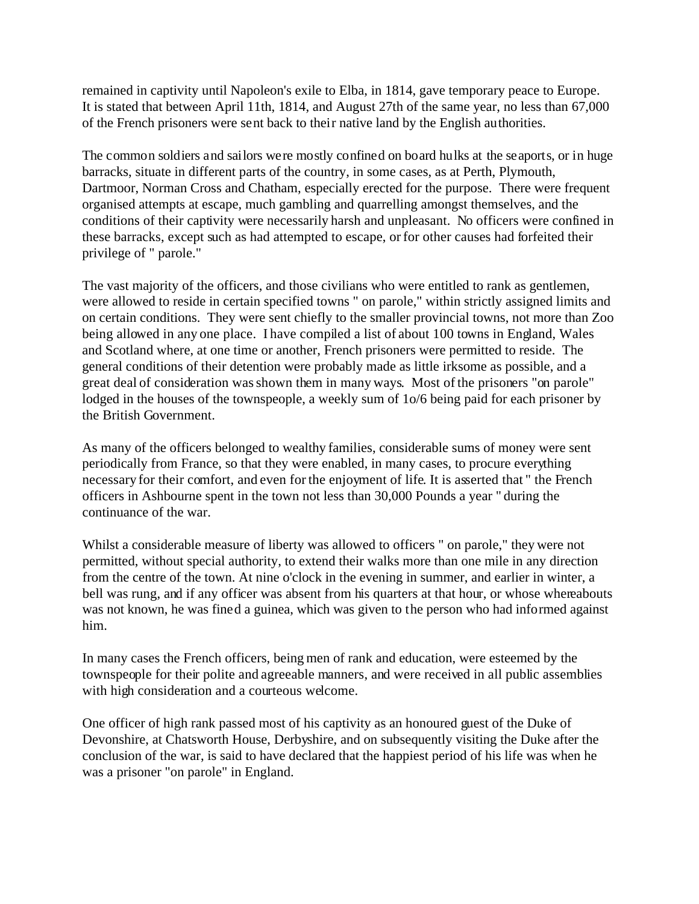remained in captivity until Napoleon's exile to Elba, in 1814, gave temporary peace to Europe. It is stated that between April 11th, 1814, and August 27th of the same year, no less than 67,000 of the French prisoners were sent back to their native land by the English authorities.

The common soldiers and sailors were mostly confined on board hulks at the seaports, or in huge barracks, situate in different parts of the country, in some cases, as at Perth, Plymouth, Dartmoor, Norman Cross and Chatham, especially erected for the purpose. There were frequent organised attempts at escape, much gambling and quarrelling amongst themselves, and the conditions of their captivity were necessarily harsh and unpleasant. No officers were confined in these barracks, except such as had attempted to escape, or for other causes had forfeited their privilege of " parole."

The vast majority of the officers, and those civilians who were entitled to rank as gentlemen, were allowed to reside in certain specified towns " on parole," within strictly assigned limits and on certain conditions. They were sent chiefly to the smaller provincial towns, not more than Zoo being allowed in any one place. I have compiled a list of about 100 towns in England, Wales and Scotland where, at one time or another, French prisoners were permitted to reside. The general conditions of their detention were probably made as little irksome as possible, and a great deal of consideration was shown them in many ways. Most of the prisoners "on parole" lodged in the houses of the townspeople, a weekly sum of 1o/6 being paid for each prisoner by the British Government.

As many of the officers belonged to wealthy families, considerable sums of money were sent periodically from France, so that they were enabled, in many cases, to procure everything necessary for their comfort, and even for the enjoyment of life. It is asserted that " the French officers in Ashbourne spent in the town not less than 30,000 Pounds a year " during the continuance of the war.

Whilst a considerable measure of liberty was allowed to officers " on parole," they were not permitted, without special authority, to extend their walks more than one mile in any direction from the centre of the town. At nine o'clock in the evening in summer, and earlier in winter, a bell was rung, and if any officer was absent from his quarters at that hour, or whose whereabouts was not known, he was fined a guinea, which was given to the person who had informed against him.

In many cases the French officers, being men of rank and education, were esteemed by the townspeople for their polite and agreeable manners, and were received in all public assemblies with high consideration and a courteous welcome.

One officer of high rank passed most of his captivity as an honoured guest of the Duke of Devonshire, at Chatsworth House, Derbyshire, and on subsequently visiting the Duke after the conclusion of the war, is said to have declared that the happiest period of his life was when he was a prisoner "on parole" in England.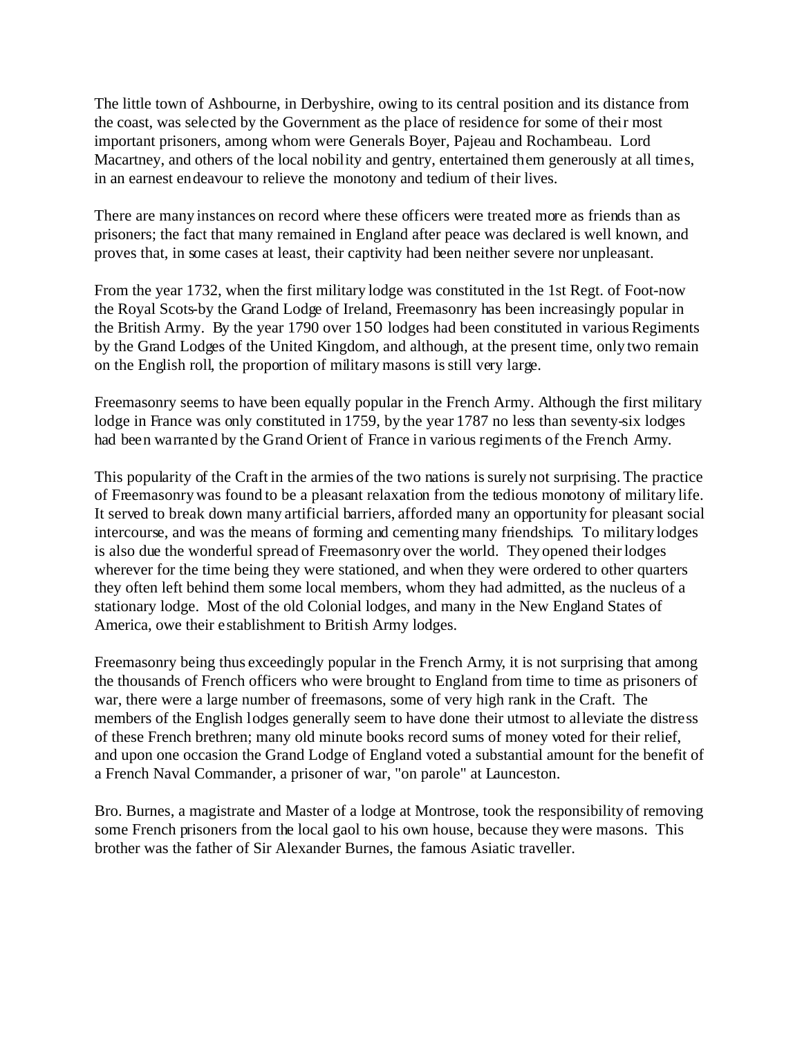The little town of Ashbourne, in Derbyshire, owing to its central position and its distance from the coast, was selected by the Government as the place of residence for some of their most important prisoners, among whom were Generals Boyer, Pajeau and Rochambeau. Lord Macartney, and others of the local nobility and gentry, entertained them generously at all times, in an earnest endeavour to relieve the monotony and tedium of their lives.

There are many instances on record where these officers were treated more as friends than as prisoners; the fact that many remained in England after peace was declared is well known, and proves that, in some cases at least, their captivity had been neither severe nor unpleasant.

From the year 1732, when the first military lodge was constituted in the 1st Regt. of Foot-now the Royal Scots-by the Grand Lodge of Ireland, Freemasonry has been increasingly popular in the British Army. By the year 1790 over 150 lodges had been constituted in various Regiments by the Grand Lodges of the United Kingdom, and although, at the present time, only two remain on the English roll, the proportion of military masons is still very large.

Freemasonry seems to have been equally popular in the French Army. Although the first military lodge in France was only constituted in 1759, by the year 1787 no less than seventy-six lodges had been warranted by the Grand Orient of France in various regiments of the French Army.

This popularity of the Craft in the armies of the two nations is surely not surprising. The practice of Freemasonry was found to be a pleasant relaxation from the tedious monotony of military life. It served to break down many artificial barriers, afforded many an opportunity for pleasant social intercourse, and was the means of forming and cementing many friendships. To military lodges is also due the wonderful spread of Freemasonry over the world. They opened their lodges wherever for the time being they were stationed, and when they were ordered to other quarters they often left behind them some local members, whom they had admitted, as the nucleus of a stationary lodge. Most of the old Colonial lodges, and many in the New England States of America, owe their establishment to British Army lodges.

Freemasonry being thus exceedingly popular in the French Army, it is not surprising that among the thousands of French officers who were brought to England from time to time as prisoners of war, there were a large number of freemasons, some of very high rank in the Craft. The members of the English lodges generally seem to have done their utmost to alleviate the distress of these French brethren; many old minute books record sums of money voted for their relief, and upon one occasion the Grand Lodge of England voted a substantial amount for the benefit of a French Naval Commander, a prisoner of war, "on parole" at Launceston.

Bro. Burnes, a magistrate and Master of a lodge at Montrose, took the responsibility of removing some French prisoners from the local gaol to his own house, because they were masons. This brother was the father of Sir Alexander Burnes, the famous Asiatic traveller.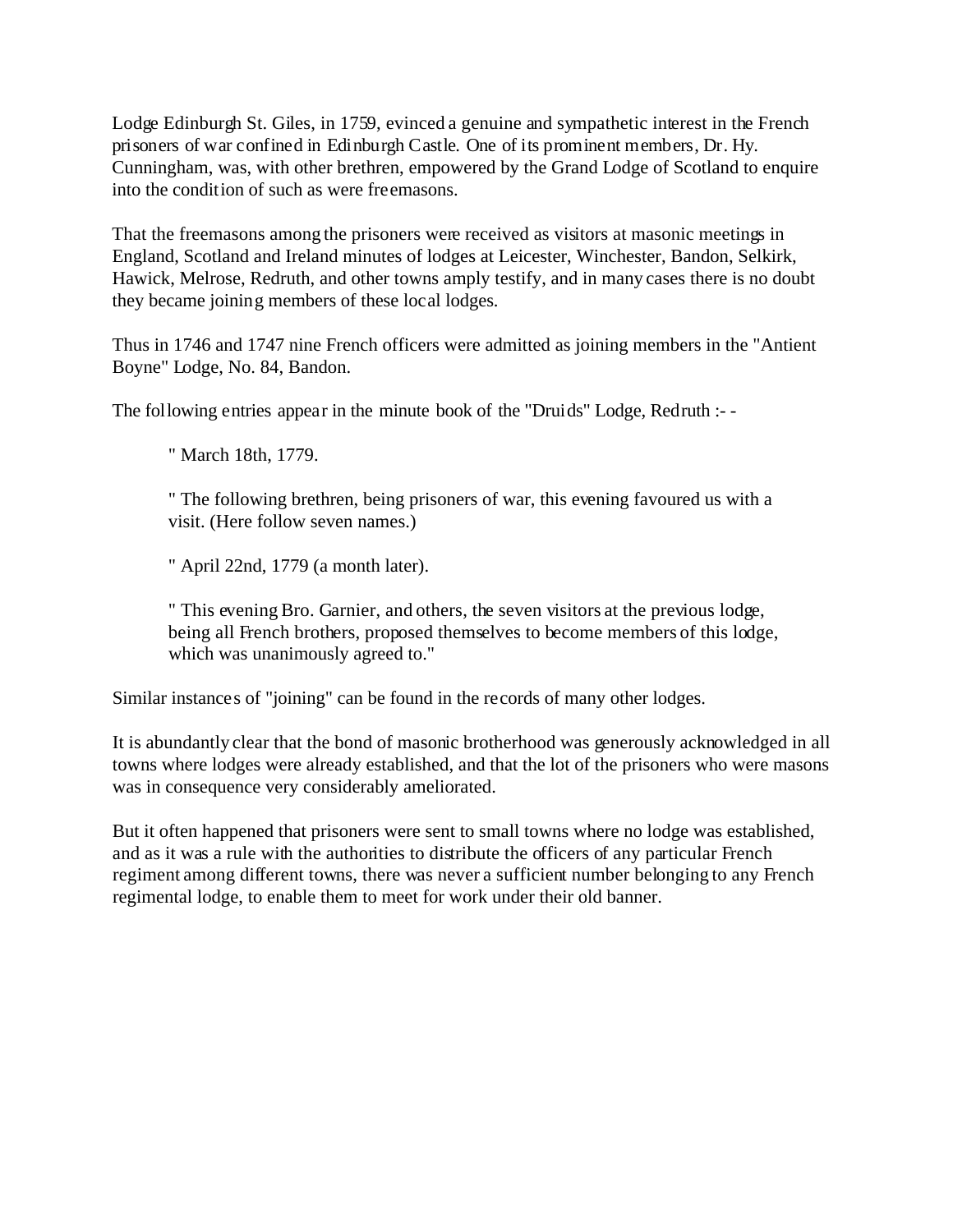Lodge Edinburgh St. Giles, in 1759, evinced a genuine and sympathetic interest in the French prisoners of war confined in Edinburgh Castle. One of its prominent members, Dr. Hy. Cunningham, was, with other brethren, empowered by the Grand Lodge of Scotland to enquire into the condition of such as were freemasons.

That the freemasons among the prisoners were received as visitors at masonic meetings in England, Scotland and Ireland minutes of lodges at Leicester, Winchester, Bandon, Selkirk, Hawick, Melrose, Redruth, and other towns amply testify, and in many cases there is no doubt they became joining members of these local lodges.

Thus in 1746 and 1747 nine French officers were admitted as joining members in the "Antient Boyne" Lodge, No. 84, Bandon.

The following entries appear in the minute book of the "Druids" Lodge, Redruth :- -

> " March 18th, 1779.
>
> " The following brethren, being prisoners of war, this evening favoured us with a visit. (Here follow seven names.)
>
> " April 22nd, 1779 (a month later).
>
> " This evening Bro. Garnier, and others, the seven visitors at the previous lodge, being all French brothers, proposed themselves to become members of this lodge, which was unanimously agreed to."

Similar instances of "joining" can be found in the records of many other lodges.

It is abundantly clear that the bond of masonic brotherhood was generously acknowledged in all towns where lodges were already established, and that the lot of the prisoners who were masons was in consequence very considerably ameliorated.

But it often happened that prisoners were sent to small towns where no lodge was established, and as it was a rule with the authorities to distribute the officers of any particular French regiment among different towns, there was never a sufficient number belonging to any French regimental lodge, to enable them to meet for work under their old banner.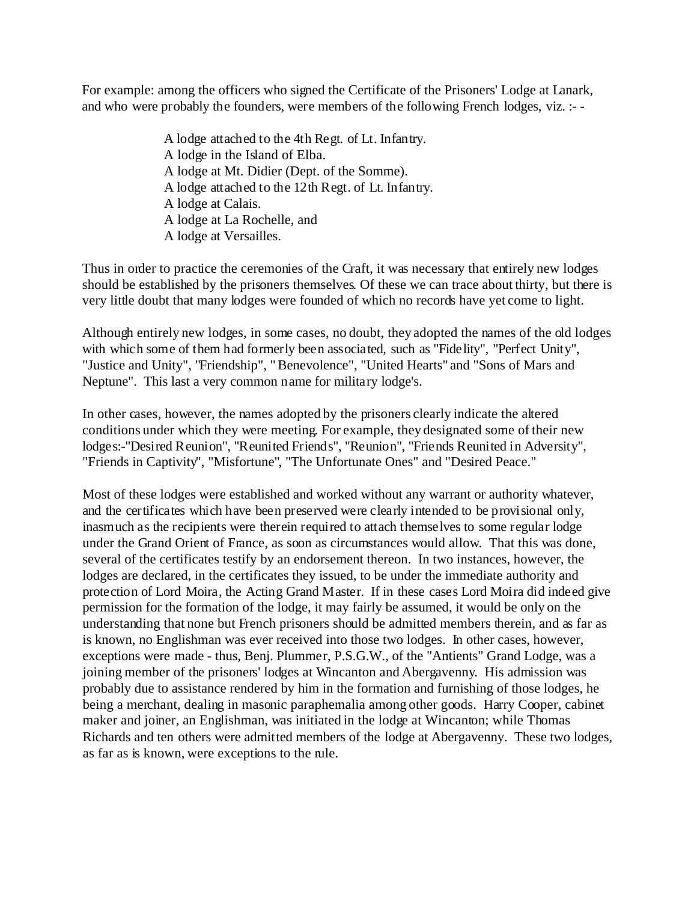For example: among the officers who signed the Certificate of the Prisoners' Lodge at Lanark, and who were probably the founders, were members of the following French lodges, viz. :- -

A lodge attached to the 4th Regt. of Lt. Infantry.
A lodge in the Island of Elba.
A lodge at Mt. Didier (Dept. of the Somme).
A lodge attached to the 12th Regt. of Lt. Infantry.
A lodge at Calais.
A lodge at La Rochelle, and
A lodge at Versailles.

Thus in order to practice the ceremonies of the Craft, it was necessary that entirely new lodges should be established by the prisoners themselves. Of these we can trace about thirty, but there is very little doubt that many lodges were founded of which no records have yet come to light.

Although entirely new lodges, in some cases, no doubt, they adopted the names of the old lodges with which some of them had formerly been associated, such as "Fidelity", "Perfect Unity", "Justice and Unity", "Friendship", " Benevolence", "United Hearts" and "Sons of Mars and Neptune". This last a very common name for military lodge's.

In other cases, however, the names adopted by the prisoners clearly indicate the altered conditions under which they were meeting. For example, they designated some of their new lodges:-"Desired Reunion", "Reunited Friends", "Reunion", "Friends Reunited in Adversity", "Friends in Captivity", "Misfortune", "The Unfortunate Ones" and "Desired Peace."

Most of these lodges were established and worked without any warrant or authority whatever, and the certificates which have been preserved were clearly intended to be provisional only, inasmuch as the recipients were therein required to attach themselves to some regular lodge under the Grand Orient of France, as soon as circumstances would allow. That this was done, several of the certificates testify by an endorsement thereon. In two instances, however, the lodges are declared, in the certificates they issued, to be under the immediate authority and protection of Lord Moira, the Acting Grand Master. If in these cases Lord Moira did indeed give permission for the formation of the lodge, it may fairly be assumed, it would be only on the understanding that none but French prisoners should be admitted members therein, and as far as is known, no Englishman was ever received into those two lodges. In other cases, however, exceptions were made - thus, Benj. Plummer, P.S.G.W., of the "Antients" Grand Lodge, was a joining member of the prisoners' lodges at Wincanton and Abergavenny. His admission was probably due to assistance rendered by him in the formation and furnishing of those lodges, he being a merchant, dealing in masonic paraphernalia among other goods. Harry Cooper, cabinet maker and joiner, an Englishman, was initiated in the lodge at Wincanton; while Thomas Richards and ten others were admitted members of the lodge at Abergavenny. These two lodges, as far as is known, were exceptions to the rule.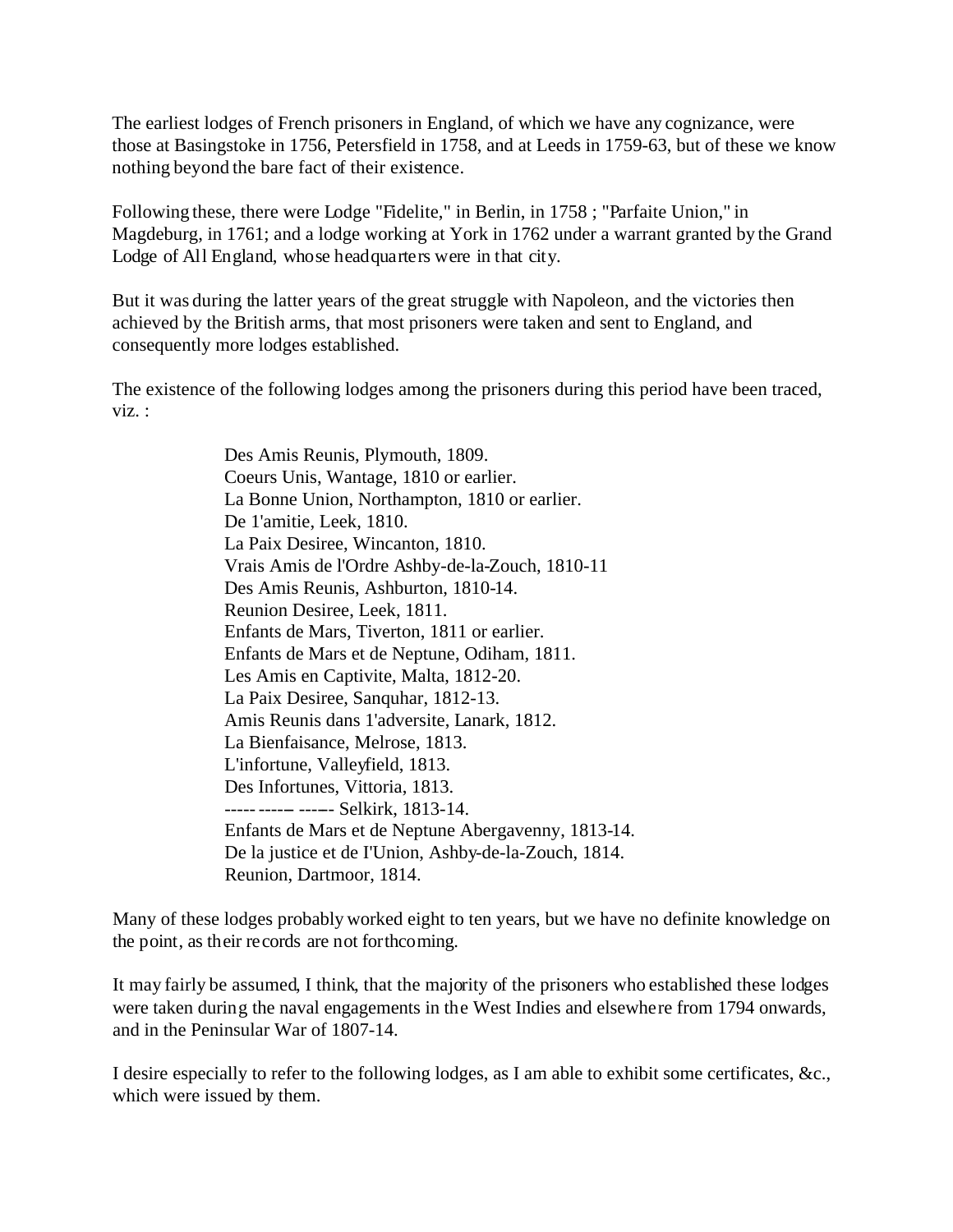The earliest lodges of French prisoners in England, of which we have any cognizance, were those at Basingstoke in 1756, Petersfield in 1758, and at Leeds in 1759-63, but of these we know nothing beyond the bare fact of their existence.

Following these, there were Lodge "Fidelite," in Berlin, in 1758 ; "Parfaite Union," in Magdeburg, in 1761; and a lodge working at York in 1762 under a warrant granted by the Grand Lodge of All England, whose headquarters were in that city.

But it was during the latter years of the great struggle with Napoleon, and the victories then achieved by the British arms, that most prisoners were taken and sent to England, and consequently more lodges established.

The existence of the following lodges among the prisoners during this period have been traced, viz. :

> Des Amis Reunis, Plymouth, 1809.
> Coeurs Unis, Wantage, 1810 or earlier.
> La Bonne Union, Northampton, 1810 or earlier.
> De 1'amitie, Leek, 1810.
> La Paix Desiree, Wincanton, 1810.
> Vrais Amis de l'Ordre Ashby-de-la-Zouch, 1810-11
> Des Amis Reunis, Ashburton, 1810-14.
> Reunion Desiree, Leek, 1811.
> Enfants de Mars, Tiverton, 1811 or earlier.
> Enfants de Mars et de Neptune, Odiham, 1811.
> Les Amis en Captivite, Malta, 1812-20.
> La Paix Desiree, Sanquhar, 1812-13.
> Amis Reunis dans 1'adversite, Lanark, 1812.
> La Bienfaisance, Melrose, 1813.
> L'infortune, Valleyfield, 1813.
> Des Infortunes, Vittoria, 1813.
> ---------- ----- Selkirk, 1813-14.
> Enfants de Mars et de Neptune Abergavenny, 1813-14.
> De la justice et de I'Union, Ashby-de-la-Zouch, 1814.
> Reunion, Dartmoor, 1814.

Many of these lodges probably worked eight to ten years, but we have no definite knowledge on the point, as their records are not forthcoming.

It may fairly be assumed, I think, that the majority of the prisoners who established these lodges were taken during the naval engagements in the West Indies and elsewhere from 1794 onwards, and in the Peninsular War of 1807-14.

I desire especially to refer to the following lodges, as I am able to exhibit some certificates, &c., which were issued by them.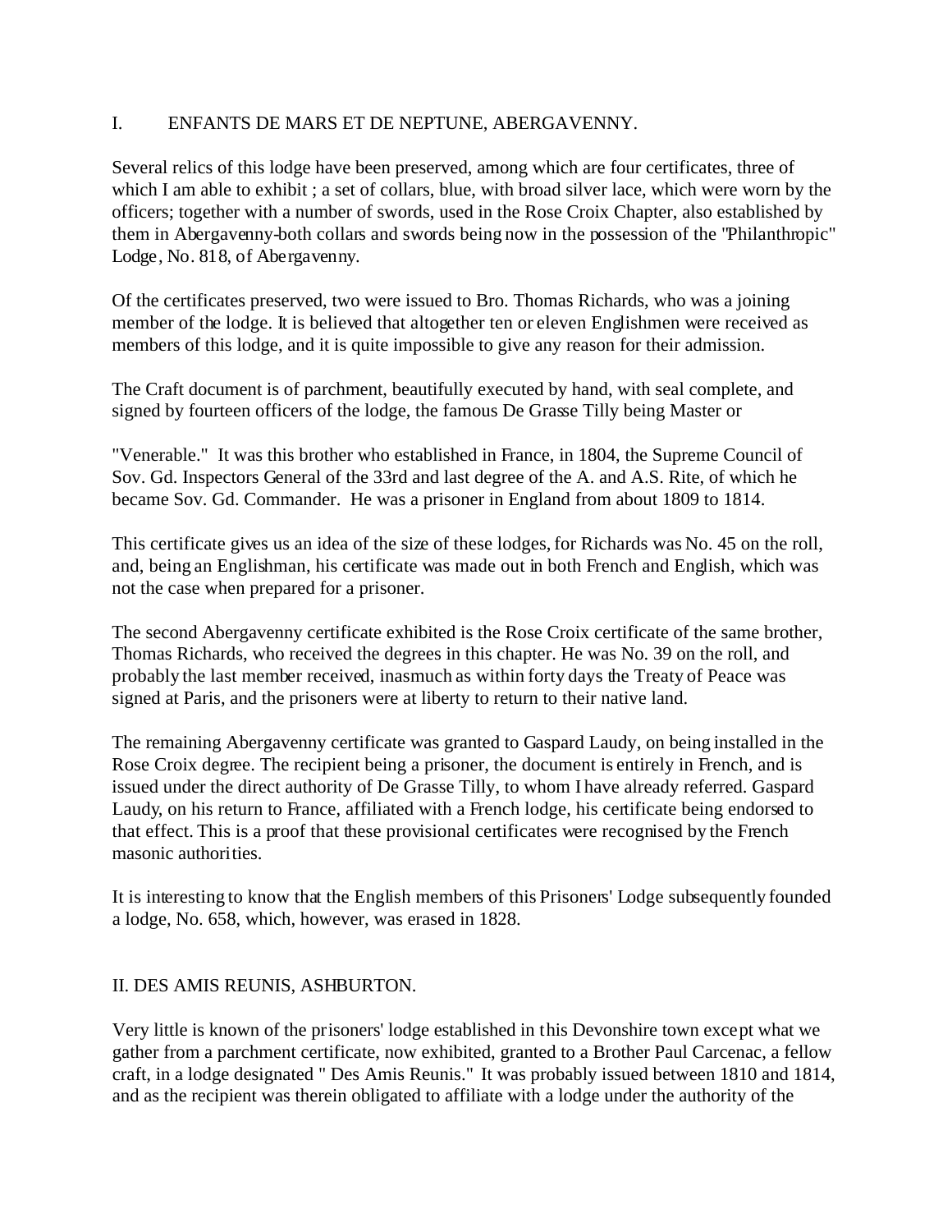## I. ENFANTS DE MARS ET DE NEPTUNE, ABERGAVENNY.

Several relics of this lodge have been preserved, among which are four certificates, three of which I am able to exhibit ; a set of collars, blue, with broad silver lace, which were worn by the officers; together with a number of swords, used in the Rose Croix Chapter, also established by them in Abergavenny-both collars and swords being now in the possession of the "Philanthropic" Lodge, No. 818, of Abergavenny.

Of the certificates preserved, two were issued to Bro. Thomas Richards, who was a joining member of the lodge. It is believed that altogether ten or eleven Englishmen were received as members of this lodge, and it is quite impossible to give any reason for their admission.

The Craft document is of parchment, beautifully executed by hand, with seal complete, and signed by fourteen officers of the lodge, the famous De Grasse Tilly being Master or

"Venerable." It was this brother who established in France, in 1804, the Supreme Council of Sov. Gd. Inspectors General of the 33rd and last degree of the A. and A.S. Rite, of which he became Sov. Gd. Commander. He was a prisoner in England from about 1809 to 1814.

This certificate gives us an idea of the size of these lodges, for Richards was No. 45 on the roll, and, being an Englishman, his certificate was made out in both French and English, which was not the case when prepared for a prisoner.

The second Abergavenny certificate exhibited is the Rose Croix certificate of the same brother, Thomas Richards, who received the degrees in this chapter. He was No. 39 on the roll, and probably the last member received, inasmuch as within forty days the Treaty of Peace was signed at Paris, and the prisoners were at liberty to return to their native land.

The remaining Abergavenny certificate was granted to Gaspard Laudy, on being installed in the Rose Croix degree. The recipient being a prisoner, the document is entirely in French, and is issued under the direct authority of De Grasse Tilly, to whom I have already referred. Gaspard Laudy, on his return to France, affiliated with a French lodge, his certificate being endorsed to that effect. This is a proof that these provisional certificates were recognised by the French masonic authorities.

It is interesting to know that the English members of this Prisoners' Lodge subsequently founded a lodge, No. 658, which, however, was erased in 1828.

## II. DES AMIS REUNIS, ASHBURTON.

Very little is known of the prisoners' lodge established in this Devonshire town except what we gather from a parchment certificate, now exhibited, granted to a Brother Paul Carcenac, a fellow craft, in a lodge designated " Des Amis Reunis." It was probably issued between 1810 and 1814, and as the recipient was therein obligated to affiliate with a lodge under the authority of the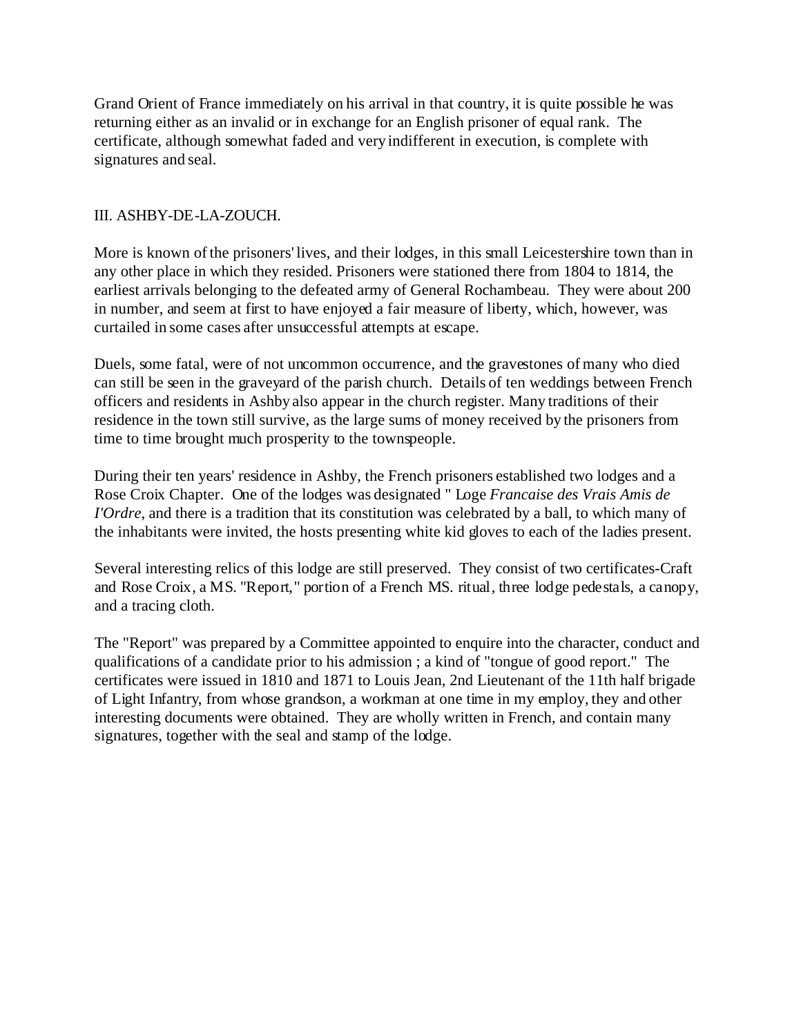Grand Orient of France immediately on his arrival in that country, it is quite possible he was returning either as an invalid or in exchange for an English prisoner of equal rank. The certificate, although somewhat faded and very indifferent in execution, is complete with signatures and seal.

## III. ASHBY-DE-LA-ZOUCH.

More is known of the prisoners' lives, and their lodges, in this small Leicestershire town than in any other place in which they resided. Prisoners were stationed there from 1804 to 1814, the earliest arrivals belonging to the defeated army of General Rochambeau. They were about 200 in number, and seem at first to have enjoyed a fair measure of liberty, which, however, was curtailed in some cases after unsuccessful attempts at escape.

Duels, some fatal, were of not uncommon occurrence, and the gravestones of many who died can still be seen in the graveyard of the parish church. Details of ten weddings between French officers and residents in Ashby also appear in the church register. Many traditions of their residence in the town still survive, as the large sums of money received by the prisoners from time to time brought much prosperity to the townspeople.

During their ten years' residence in Ashby, the French prisoners established two lodges and a Rose Croix Chapter. One of the lodges was designated " Loge *Francaise des Vrais Amis de I'Ordre,* and there is a tradition that its constitution was celebrated by a ball, to which many of the inhabitants were invited, the hosts presenting white kid gloves to each of the ladies present.

Several interesting relics of this lodge are still preserved. They consist of two certificates-Craft and Rose Croix, a MS. "Report," portion of a French MS. ritual, three lodge pedestals, a canopy, and a tracing cloth.

The "Report" was prepared by a Committee appointed to enquire into the character, conduct and qualifications of a candidate prior to his admission ; a kind of "tongue of good report." The certificates were issued in 1810 and 1871 to Louis Jean, 2nd Lieutenant of the 11th half brigade of Light Infantry, from whose grandson, a workman at one time in my employ, they and other interesting documents were obtained. They are wholly written in French, and contain many signatures, together with the seal and stamp of the lodge.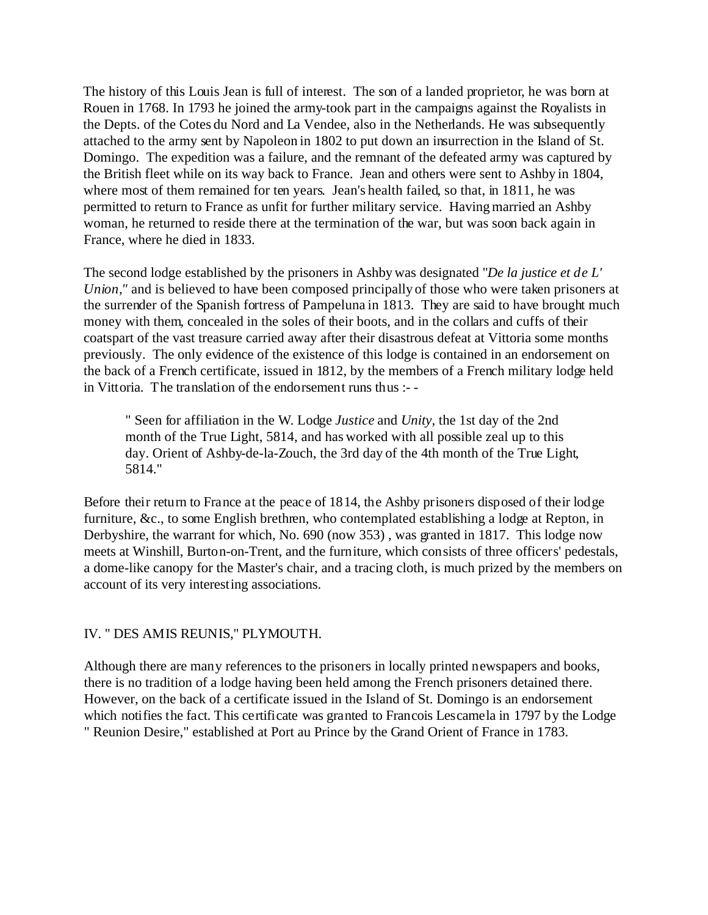The history of this Louis Jean is full of interest. The son of a landed proprietor, he was born at Rouen in 1768. In 1793 he joined the army-took part in the campaigns against the Royalists in the Depts. of the Cotes du Nord and La Vendee, also in the Netherlands. He was subsequently attached to the army sent by Napoleon in 1802 to put down an insurrection in the Island of St. Domingo. The expedition was a failure, and the remnant of the defeated army was captured by the British fleet while on its way back to France. Jean and others were sent to Ashby in 1804, where most of them remained for ten years. Jean's health failed, so that, in 1811, he was permitted to return to France as unfit for further military service. Having married an Ashby woman, he returned to reside there at the termination of the war, but was soon back again in France, where he died in 1833.

The second lodge established by the prisoners in Ashby was designated "*De la justice et de L' Union*," and is believed to have been composed principally of those who were taken prisoners at the surrender of the Spanish fortress of Pampeluna in 1813. They are said to have brought much money with them, concealed in the soles of their boots, and in the collars and cuffs of their coatspart of the vast treasure carried away after their disastrous defeat at Vittoria some months previously. The only evidence of the existence of this lodge is contained in an endorsement on the back of a French certificate, issued in 1812, by the members of a French military lodge held in Vittoria. The translation of the endorsement runs thus :- -

> " Seen for affiliation in the W. Lodge *Justice* and *Unity*, the 1st day of the 2nd month of the True Light, 5814, and has worked with all possible zeal up to this day. Orient of Ashby-de-la-Zouch, the 3rd day of the 4th month of the True Light, 5814."

Before their return to France at the peace of 1814, the Ashby prisoners disposed of their lodge furniture, &c., to some English brethren, who contemplated establishing a lodge at Repton, in Derbyshire, the warrant for which, No. 690 (now 353) , was granted in 1817. This lodge now meets at Winshill, Burton-on-Trent, and the furniture, which consists of three officers' pedestals, a dome-like canopy for the Master's chair, and a tracing cloth, is much prized by the members on account of its very interesting associations.

## IV. " DES AMIS REUNIS," PLYMOUTH.

Although there are many references to the prisoners in locally printed newspapers and books, there is no tradition of a lodge having been held among the French prisoners detained there. However, on the back of a certificate issued in the Island of St. Domingo is an endorsement which notifies the fact. This certificate was granted to Francois Lescamela in 1797 by the Lodge " Reunion Desire," established at Port au Prince by the Grand Orient of France in 1783.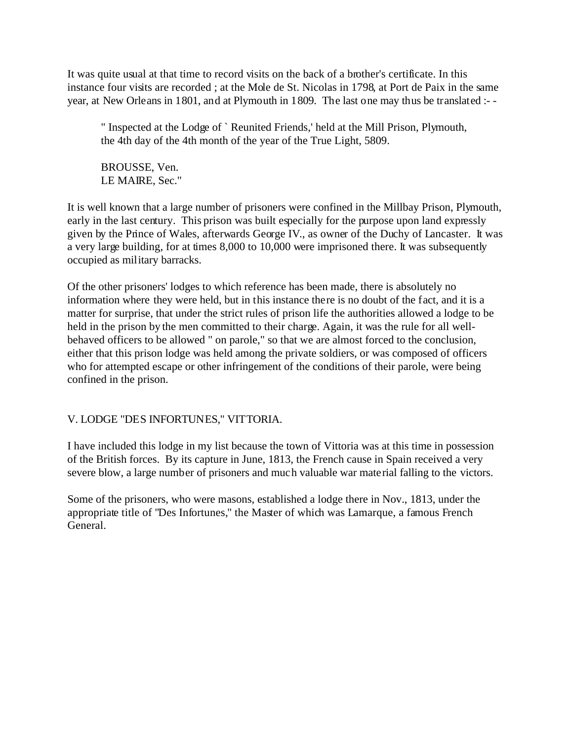It was quite usual at that time to record visits on the back of a brother's certificate. In this instance four visits are recorded ; at the Mole de St. Nicolas in 1798, at Port de Paix in the same year, at New Orleans in 1801, and at Plymouth in 1809. The last one may thus be translated :- -

> " Inspected at the Lodge of ` Reunited Friends,' held at the Mill Prison, Plymouth, the 4th day of the 4th month of the year of the True Light, 5809.
>
> BROUSSE, Ven.
> LE MAIRE, Sec."

It is well known that a large number of prisoners were confined in the Millbay Prison, Plymouth, early in the last century. This prison was built especially for the purpose upon land expressly given by the Prince of Wales, afterwards George IV., as owner of the Duchy of Lancaster. It was a very large building, for at times 8,000 to 10,000 were imprisoned there. It was subsequently occupied as military barracks.

Of the other prisoners' lodges to which reference has been made, there is absolutely no information where they were held, but in this instance there is no doubt of the fact, and it is a matter for surprise, that under the strict rules of prison life the authorities allowed a lodge to be held in the prison by the men committed to their charge. Again, it was the rule for all well-behaved officers to be allowed " on parole," so that we are almost forced to the conclusion, either that this prison lodge was held among the private soldiers, or was composed of officers who for attempted escape or other infringement of the conditions of their parole, were being confined in the prison.

## V. LODGE "DES INFORTUNES," VITTORIA.

I have included this lodge in my list because the town of Vittoria was at this time in possession of the British forces. By its capture in June, 1813, the French cause in Spain received a very severe blow, a large number of prisoners and much valuable war material falling to the victors.

Some of the prisoners, who were masons, established a lodge there in Nov., 1813, under the appropriate title of "Des Infortunes," the Master of which was Lamarque, a famous French General.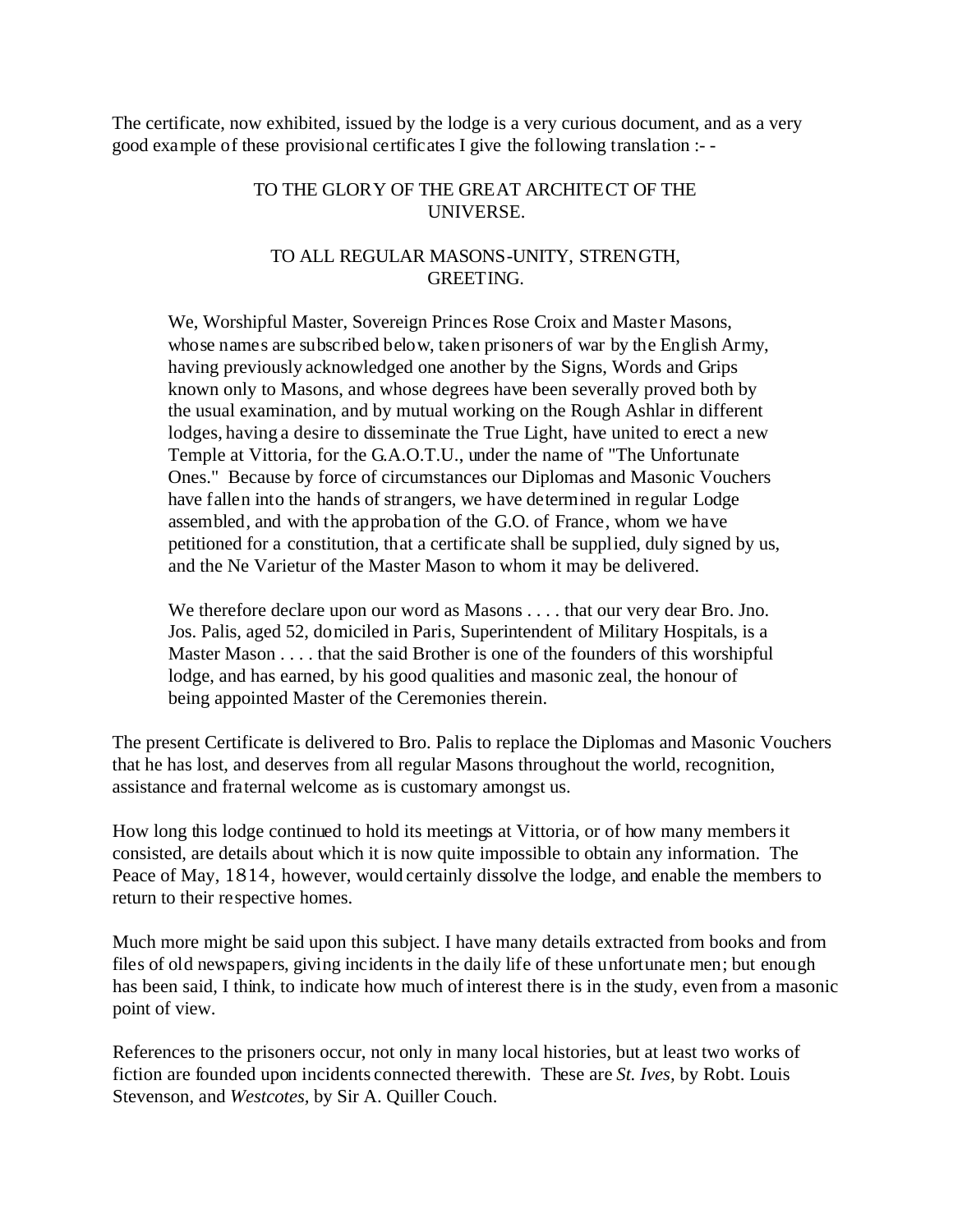The certificate, now exhibited, issued by the lodge is a very curious document, and as a very good example of these provisional certificates I give the following translation :- -

TO THE GLORY OF THE GREAT ARCHITECT OF THE UNIVERSE.

TO ALL REGULAR MASONS-UNITY, STRENGTH, GREETING.

> We, Worshipful Master, Sovereign Princes Rose Croix and Master Masons, whose names are subscribed below, taken prisoners of war by the English Army, having previously acknowledged one another by the Signs, Words and Grips known only to Masons, and whose degrees have been severally proved both by the usual examination, and by mutual working on the Rough Ashlar in different lodges, having a desire to disseminate the True Light, have united to erect a new Temple at Vittoria, for the G.A.O.T.U., under the name of "The Unfortunate Ones." Because by force of circumstances our Diplomas and Masonic Vouchers have fallen into the hands of strangers, we have determined in regular Lodge assembled, and with the approbation of the G.O. of France, whom we have petitioned for a constitution, that a certificate shall be supplied, duly signed by us, and the Ne Varietur of the Master Mason to whom it may be delivered.
>
> We therefore declare upon our word as Masons . . . . that our very dear Bro. Jno. Jos. Palis, aged 52, domiciled in Paris, Superintendent of Military Hospitals, is a Master Mason . . . . that the said Brother is one of the founders of this worshipful lodge, and has earned, by his good qualities and masonic zeal, the honour of being appointed Master of the Ceremonies therein.

The present Certificate is delivered to Bro. Palis to replace the Diplomas and Masonic Vouchers that he has lost, and deserves from all regular Masons throughout the world, recognition, assistance and fraternal welcome as is customary amongst us.

How long this lodge continued to hold its meetings at Vittoria, or of how many members it consisted, are details about which it is now quite impossible to obtain any information. The Peace of May, 1814, however, would certainly dissolve the lodge, and enable the members to return to their respective homes.

Much more might be said upon this subject. I have many details extracted from books and from files of old newspapers, giving incidents in the daily life of these unfortunate men; but enough has been said, I think, to indicate how much of interest there is in the study, even from a masonic point of view.

References to the prisoners occur, not only in many local histories, but at least two works of fiction are founded upon incidents connected therewith. These are *St. Ives,* by Robt. Louis Stevenson, and *Westcotes,* by Sir A. Quiller Couch.